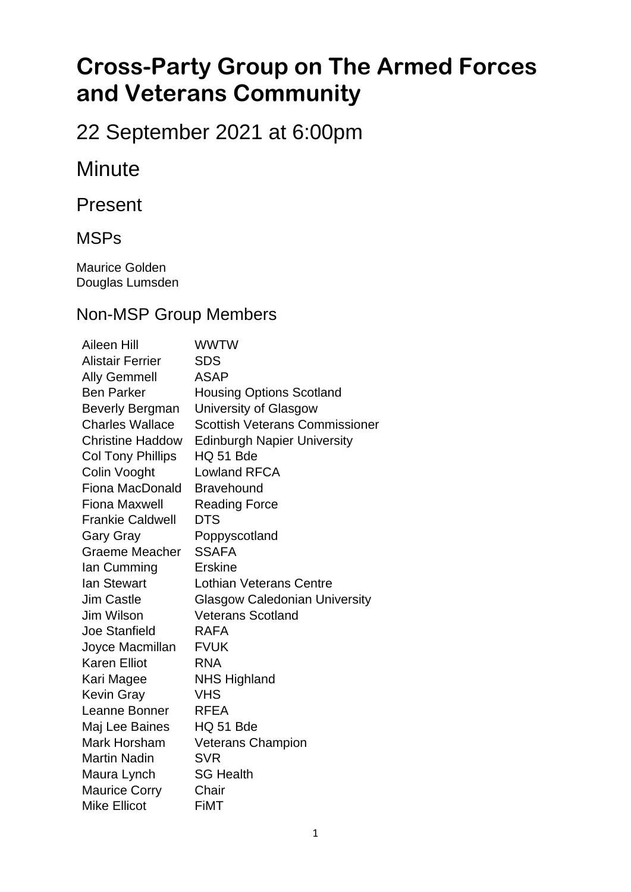# Cross-Party Group on The Armed Forces and Veterans Community

## 22 September 2021 at 6:00pm

## Minute

## Present

### MSPs

Maurice Golden
Douglas Lumsden

### Non-MSP Group Members

| | |
|---|---|
| Aileen Hill | WWTW |
| Alistair Ferrier | SDS |
| Ally Gemmell | ASAP |
| Ben Parker | Housing Options Scotland |
| Beverly Bergman | University of Glasgow |
| Charles Wallace | Scottish Veterans Commissioner |
| Christine Haddow | Edinburgh Napier University |
| Col Tony Phillips | HQ 51 Bde |
| Colin Vooght | Lowland RFCA |
| Fiona MacDonald | Bravehound |
| Fiona Maxwell | Reading Force |
| Frankie Caldwell | DTS |
| Gary Gray | Poppyscotland |
| Graeme Meacher | SSAFA |
| Ian Cumming | Erskine |
| Ian Stewart | Lothian Veterans Centre |
| Jim Castle | Glasgow Caledonian University |
| Jim Wilson | Veterans Scotland |
| Joe Stanfield | RAFA |
| Joyce Macmillan | FVUK |
| Karen Elliot | RNA |
| Kari Magee | NHS Highland |
| Kevin Gray | VHS |
| Leanne Bonner | RFEA |
| Maj Lee Baines | HQ 51 Bde |
| Mark Horsham | Veterans Champion |
| Martin Nadin | SVR |
| Maura Lynch | SG Health |
| Maurice Corry | Chair |
| Mike Ellicot | FiMT |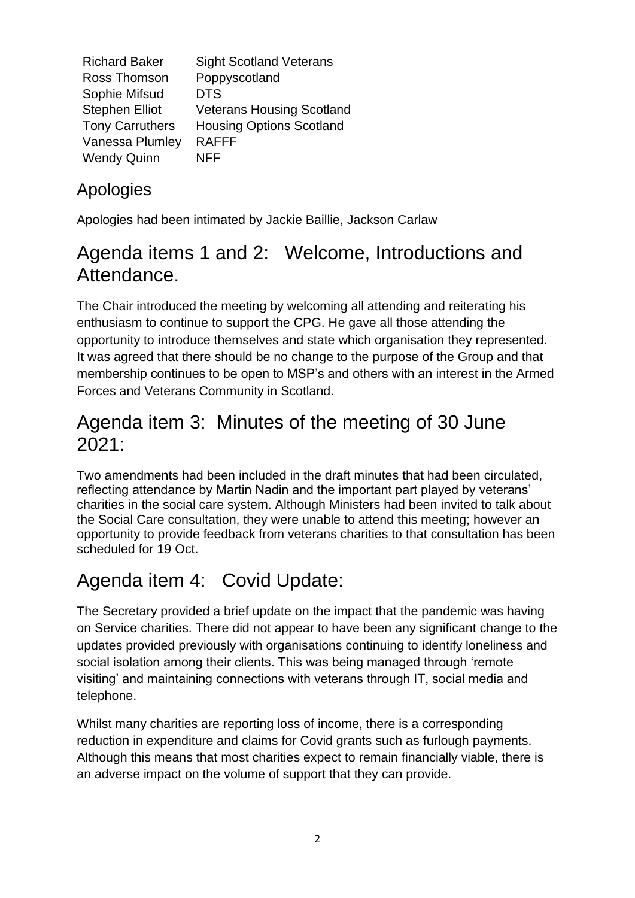| | |
|---|---|
| Richard Baker | Sight Scotland Veterans |
| Ross Thomson | Poppyscotland |
| Sophie Mifsud | DTS |
| Stephen Elliot | Veterans Housing Scotland |
| Tony Carruthers | Housing Options Scotland |
| Vanessa Plumley | RAFFF |
| Wendy Quinn | NFF |

## Apologies

Apologies had been intimated by Jackie Baillie, Jackson Carlaw

## Agenda items 1 and 2: Welcome, Introductions and Attendance.

The Chair introduced the meeting by welcoming all attending and reiterating his enthusiasm to continue to support the CPG. He gave all those attending the opportunity to introduce themselves and state which organisation they represented. It was agreed that there should be no change to the purpose of the Group and that membership continues to be open to MSP's and others with an interest in the Armed Forces and Veterans Community in Scotland.

## Agenda item 3: Minutes of the meeting of 30 June 2021:

Two amendments had been included in the draft minutes that had been circulated, reflecting attendance by Martin Nadin and the important part played by veterans' charities in the social care system. Although Ministers had been invited to talk about the Social Care consultation, they were unable to attend this meeting; however an opportunity to provide feedback from veterans charities to that consultation has been scheduled for 19 Oct.

## Agenda item 4: Covid Update:

The Secretary provided a brief update on the impact that the pandemic was having on Service charities. There did not appear to have been any significant change to the updates provided previously with organisations continuing to identify loneliness and social isolation among their clients. This was being managed through 'remote visiting' and maintaining connections with veterans through IT, social media and telephone.

Whilst many charities are reporting loss of income, there is a corresponding reduction in expenditure and claims for Covid grants such as furlough payments. Although this means that most charities expect to remain financially viable, there is an adverse impact on the volume of support that they can provide.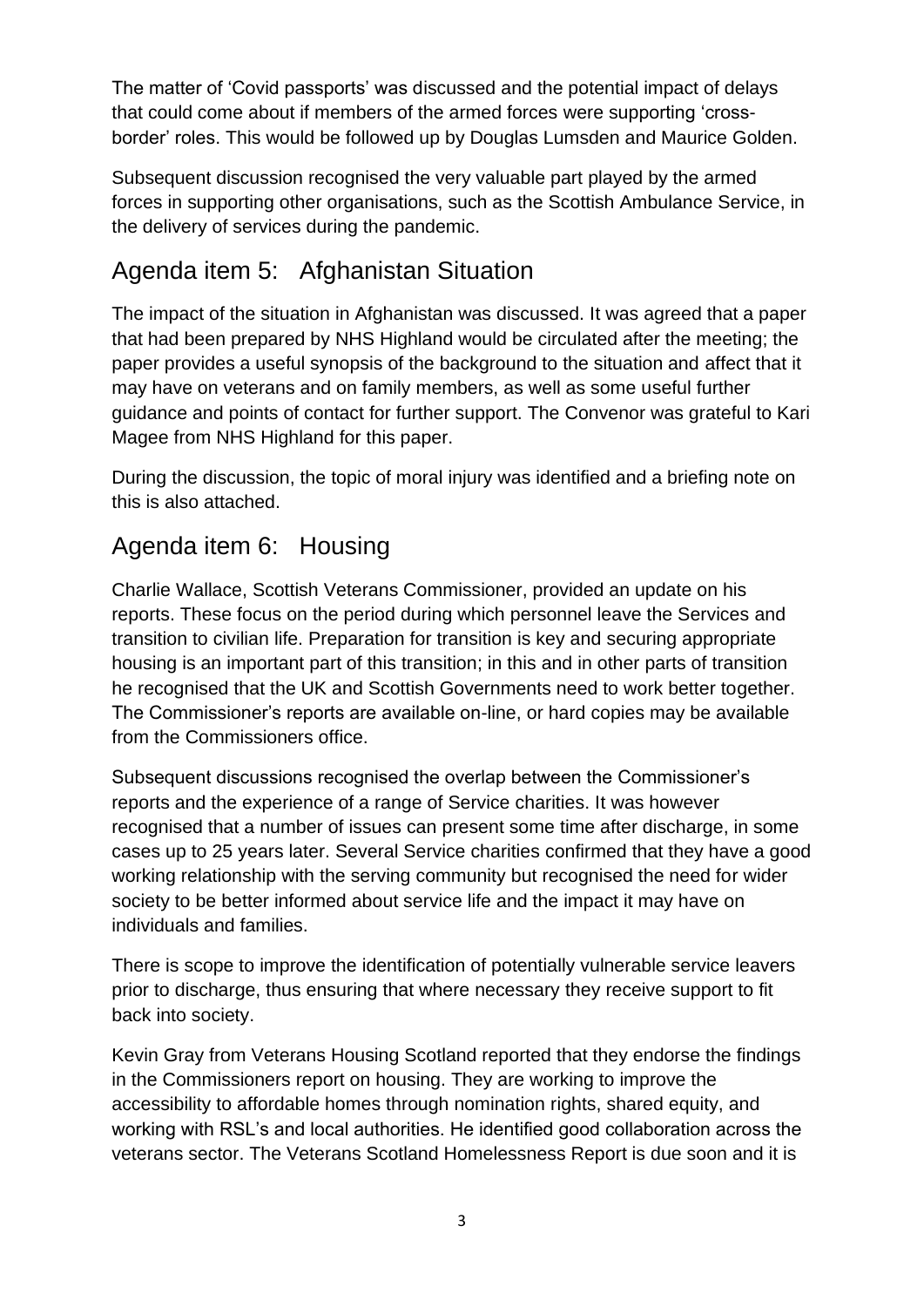The matter of 'Covid passports' was discussed and the potential impact of delays that could come about if members of the armed forces were supporting 'cross-border' roles. This would be followed up by Douglas Lumsden and Maurice Golden.

Subsequent discussion recognised the very valuable part played by the armed forces in supporting other organisations, such as the Scottish Ambulance Service, in the delivery of services during the pandemic.

## Agenda item 5: Afghanistan Situation

The impact of the situation in Afghanistan was discussed. It was agreed that a paper that had been prepared by NHS Highland would be circulated after the meeting; the paper provides a useful synopsis of the background to the situation and affect that it may have on veterans and on family members, as well as some useful further guidance and points of contact for further support. The Convenor was grateful to Kari Magee from NHS Highland for this paper.

During the discussion, the topic of moral injury was identified and a briefing note on this is also attached.

## Agenda item 6: Housing

Charlie Wallace, Scottish Veterans Commissioner, provided an update on his reports. These focus on the period during which personnel leave the Services and transition to civilian life. Preparation for transition is key and securing appropriate housing is an important part of this transition; in this and in other parts of transition he recognised that the UK and Scottish Governments need to work better together. The Commissioner's reports are available on-line, or hard copies may be available from the Commissioners office.

Subsequent discussions recognised the overlap between the Commissioner's reports and the experience of a range of Service charities. It was however recognised that a number of issues can present some time after discharge, in some cases up to 25 years later. Several Service charities confirmed that they have a good working relationship with the serving community but recognised the need for wider society to be better informed about service life and the impact it may have on individuals and families.

There is scope to improve the identification of potentially vulnerable service leavers prior to discharge, thus ensuring that where necessary they receive support to fit back into society.

Kevin Gray from Veterans Housing Scotland reported that they endorse the findings in the Commissioners report on housing. They are working to improve the accessibility to affordable homes through nomination rights, shared equity, and working with RSL's and local authorities. He identified good collaboration across the veterans sector. The Veterans Scotland Homelessness Report is due soon and it is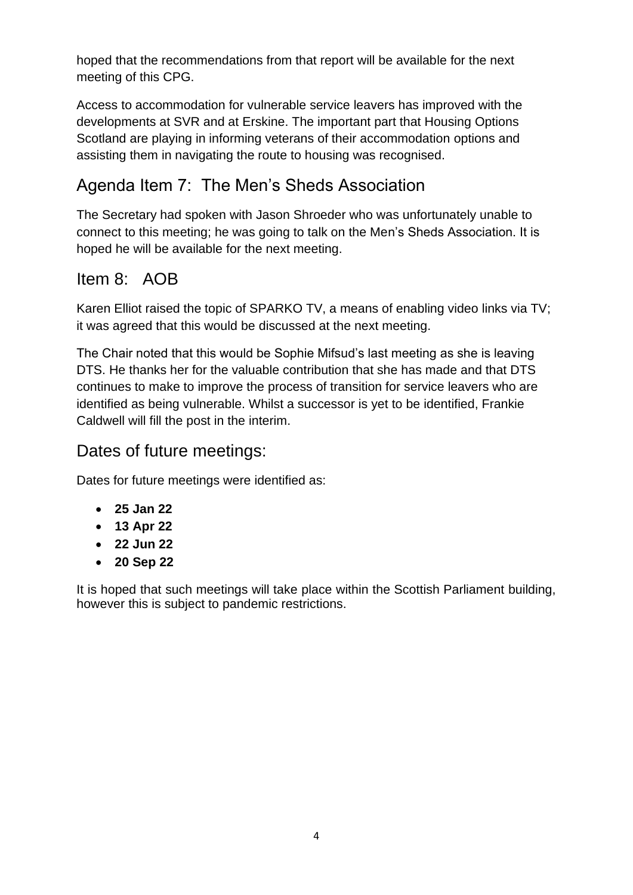hoped that the recommendations from that report will be available for the next meeting of this CPG.

Access to accommodation for vulnerable service leavers has improved with the developments at SVR and at Erskine. The important part that Housing Options Scotland are playing in informing veterans of their accommodation options and assisting them in navigating the route to housing was recognised.

## Agenda Item 7: The Men's Sheds Association

The Secretary had spoken with Jason Shroeder who was unfortunately unable to connect to this meeting; he was going to talk on the Men's Sheds Association. It is hoped he will be available for the next meeting.

## Item 8: AOB

Karen Elliot raised the topic of SPARKO TV, a means of enabling video links via TV; it was agreed that this would be discussed at the next meeting.

The Chair noted that this would be Sophie Mifsud's last meeting as she is leaving DTS. He thanks her for the valuable contribution that she has made and that DTS continues to make to improve the process of transition for service leavers who are identified as being vulnerable. Whilst a successor is yet to be identified, Frankie Caldwell will fill the post in the interim.

## Dates of future meetings:

Dates for future meetings were identified as:

- **25 Jan 22**
- **13 Apr 22**
- **22 Jun 22**
- **20 Sep 22**

It is hoped that such meetings will take place within the Scottish Parliament building, however this is subject to pandemic restrictions.